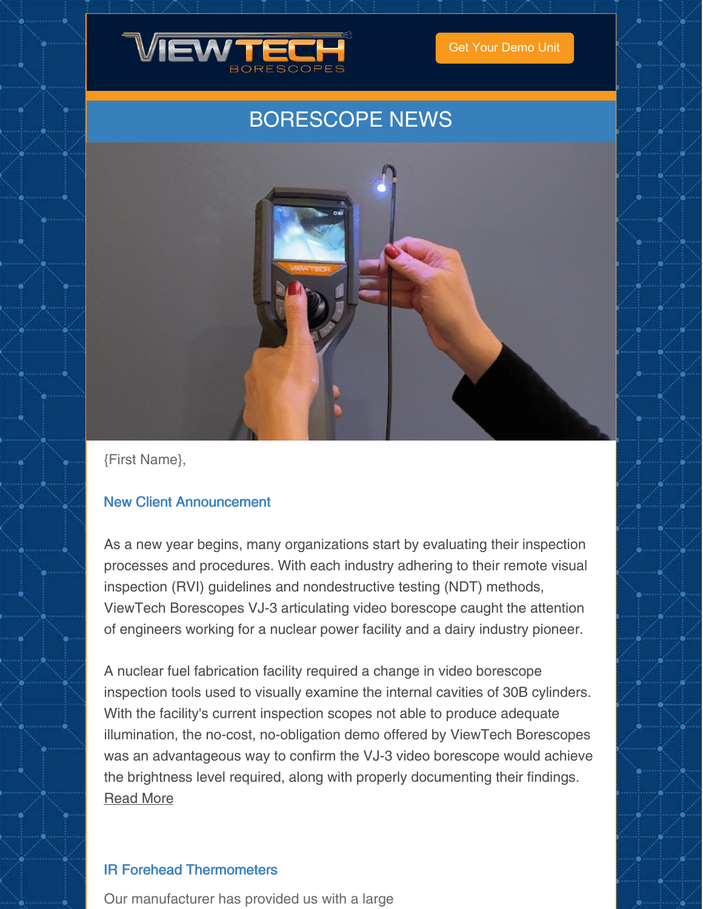VIEWTECH BORESCOPES

Get Your Demo Unit

# BORESCOPE NEWS

{First Name},

## New Client Announcement

As a new year begins, many organizations start by evaluating their inspection processes and procedures. With each industry adhering to their remote visual inspection (RVI) guidelines and nondestructive testing (NDT) methods, ViewTech Borescopes VJ-3 articulating video borescope caught the attention of engineers working for a nuclear power facility and a dairy industry pioneer.

A nuclear fuel fabrication facility required a change in video borescope inspection tools used to visually examine the internal cavities of 30B cylinders. With the facility's current inspection scopes not able to produce adequate illumination, the no-cost, no-obligation demo offered by ViewTech Borescopes was an advantageous way to confirm the VJ-3 video borescope would achieve the brightness level required, along with properly documenting their findings. Read More

## IR Forehead Thermometers

Our manufacturer has provided us with a large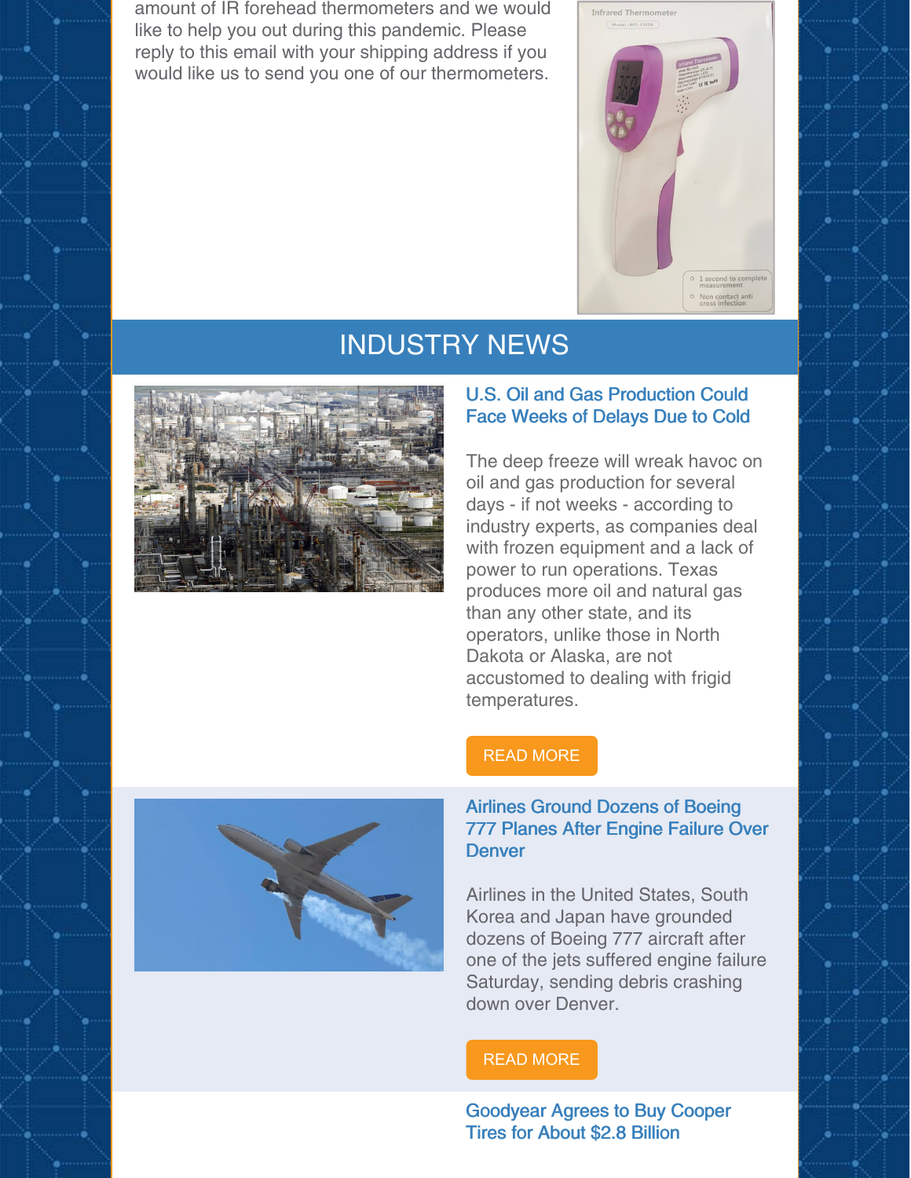amount of IR forehead thermometers and we would like to help you out during this pandemic. Please reply to this email with your shipping address if you would like us to send you one of our thermometers.

## INDUSTRY NEWS

### U.S. Oil and Gas Production Could Face Weeks of Delays Due to Cold

The deep freeze will wreak havoc on oil and gas production for several days - if not weeks - according to industry experts, as companies deal with frozen equipment and a lack of power to run operations. Texas produces more oil and natural gas than any other state, and its operators, unlike those in North Dakota or Alaska, are not accustomed to dealing with frigid temperatures.

READ MORE

### Airlines Ground Dozens of Boeing 777 Planes After Engine Failure Over Denver

Airlines in the United States, South Korea and Japan have grounded dozens of Boeing 777 aircraft after one of the jets suffered engine failure Saturday, sending debris crashing down over Denver.

READ MORE

### Goodyear Agrees to Buy Cooper Tires for About $2.8 Billion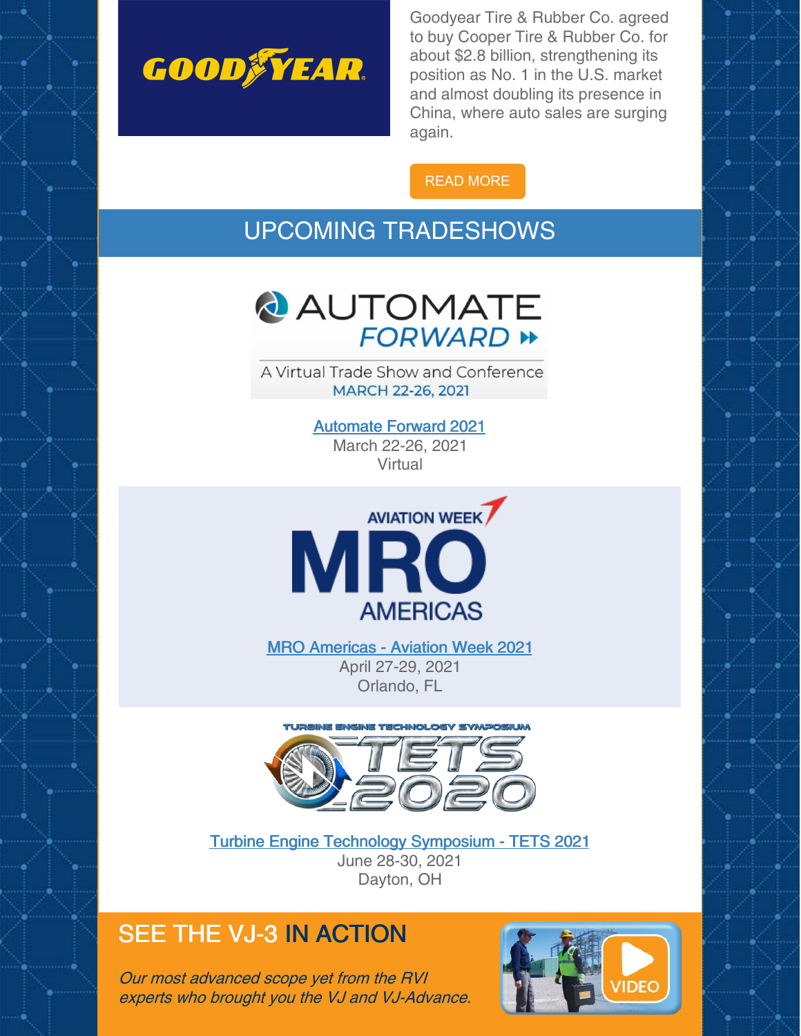Goodyear Tire & Rubber Co. agreed to buy Cooper Tire & Rubber Co. for about $2.8 billion, strengthening its position as No. 1 in the U.S. market and almost doubling its presence in China, where auto sales are surging again.

READ MORE

## UPCOMING TRADESHOWS

AUTOMATE FORWARD

A Virtual Trade Show and Conference
MARCH 22-26, 2021

Automate Forward 2021
March 22-26, 2021
Virtual

AVIATION WEEK MRO AMERICAS

MRO Americas - Aviation Week 2021
April 27-29, 2021
Orlando, FL

TURBINE ENGINE TECHNOLOGY SYMPOSIUM TETS 2020

Turbine Engine Technology Symposium - TETS 2021
June 28-30, 2021
Dayton, OH

## SEE THE VJ-3 IN ACTION

*Our most advanced scope yet from the RVI experts who brought you the VJ and VJ-Advance.*

VIDEO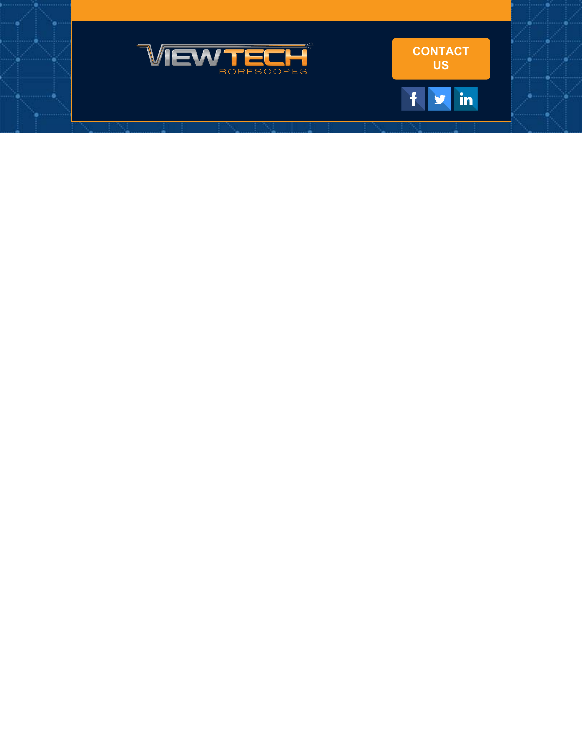VIEWTECH BORESCOPES

CONTACT US